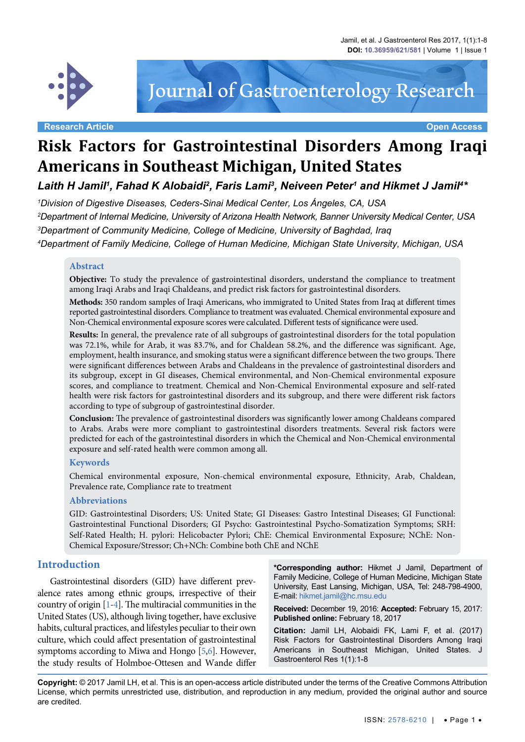Research Article | Open Access

# Risk Factors for Gastrointestinal Disorders Among Iraqi Americans in Southeast Michigan, United States

***Laith H Jamil[1], Fahad K Alobaidi[2], Faris Lami[3], Neiveen Peter[1] and Hikmet J Jamil[4]****

*[1]Division of Digestive Diseases, Ceders-Sinai Medical Center, Los Ángeles, CA, USA*

*[2]Department of Internal Medicine, University of Arizona Health Network, Banner University Medical Center, USA*

*[3]Department of Community Medicine, College of Medicine, University of Baghdad, Iraq*

*[4]Department of Family Medicine, College of Human Medicine, Michigan State University, Michigan, USA*

## Abstract

**Objective:** To study the prevalence of gastrointestinal disorders, understand the compliance to treatment among Iraqi Arabs and Iraqi Chaldeans, and predict risk factors for gastrointestinal disorders.

**Methods:** 350 random samples of Iraqi Americans, who immigrated to United States from Iraq at different times reported gastrointestinal disorders. Compliance to treatment was evaluated. Chemical environmental exposure and Non-Chemical environmental exposure scores were calculated. Different tests of significance were used.

**Results:** In general, the prevalence rate of all subgroups of gastrointestinal disorders for the total population was 72.1%, while for Arab, it was 83.7%, and for Chaldean 58.2%, and the difference was significant. Age, employment, health insurance, and smoking status were a significant difference between the two groups. There were significant differences between Arabs and Chaldeans in the prevalence of gastrointestinal disorders and its subgroup, except in GI diseases, Chemical environmental, and Non-Chemical environmental exposure scores, and compliance to treatment. Chemical and Non-Chemical Environmental exposure and self-rated health were risk factors for gastrointestinal disorders and its subgroup, and there were different risk factors according to type of subgroup of gastrointestinal disorder.

**Conclusion:** The prevalence of gastrointestinal disorders was significantly lower among Chaldeans compared to Arabs. Arabs were more compliant to gastrointestinal disorders treatments. Several risk factors were predicted for each of the gastrointestinal disorders in which the Chemical and Non-Chemical environmental exposure and self-rated health were common among all.

## Keywords

Chemical environmental exposure, Non-chemical environmental exposure, Ethnicity, Arab, Chaldean, Prevalence rate, Compliance rate to treatment

## Abbreviations

GID: Gastrointestinal Disorders; US: United State; GI Diseases: Gastro Intestinal Diseases; GI Functional: Gastrointestinal Functional Disorders; GI Psycho: Gastrointestinal Psycho-Somatization Symptoms; SRH: Self-Rated Health; H. pylori: Helicobacter Pylori; ChE: Chemical Environmental Exposure; NChE: Non-Chemical Exposure/Stressor; Ch+NCh: Combine both ChE and NChE

## Introduction

Gastrointestinal disorders (GID) have different prevalence rates among ethnic groups, irrespective of their country of origin [1-4]. The multiracial communities in the United States (US), although living together, have exclusive habits, cultural practices, and lifestyles peculiar to their own culture, which could affect presentation of gastrointestinal symptoms according to Miwa and Hongo [5,6]. However, the study results of Holmboe-Ottesen and Wande differ

**\*Corresponding author:** Hikmet J Jamil, Department of Family Medicine, College of Human Medicine, Michigan State University, East Lansing, Michigan, USA, Tel: 248-798-4900, E-mail: hikmet.jamil@hc.msu.edu

**Received:** December 19, 2016: **Accepted:** February 15, 2017: **Published online:** February 18, 2017

**Citation:** Jamil LH, Alobaidi FK, Lami F, et al. (2017) Risk Factors for Gastrointestinal Disorders Among Iraqi Americans in Southeast Michigan, United States. J Gastroenterol Res 1(1):1-8

**Copyright:** © 2017 Jamil LH, et al. This is an open-access article distributed under the terms of the Creative Commons Attribution License, which permits unrestricted use, distribution, and reproduction in any medium, provided the original author and source are credited.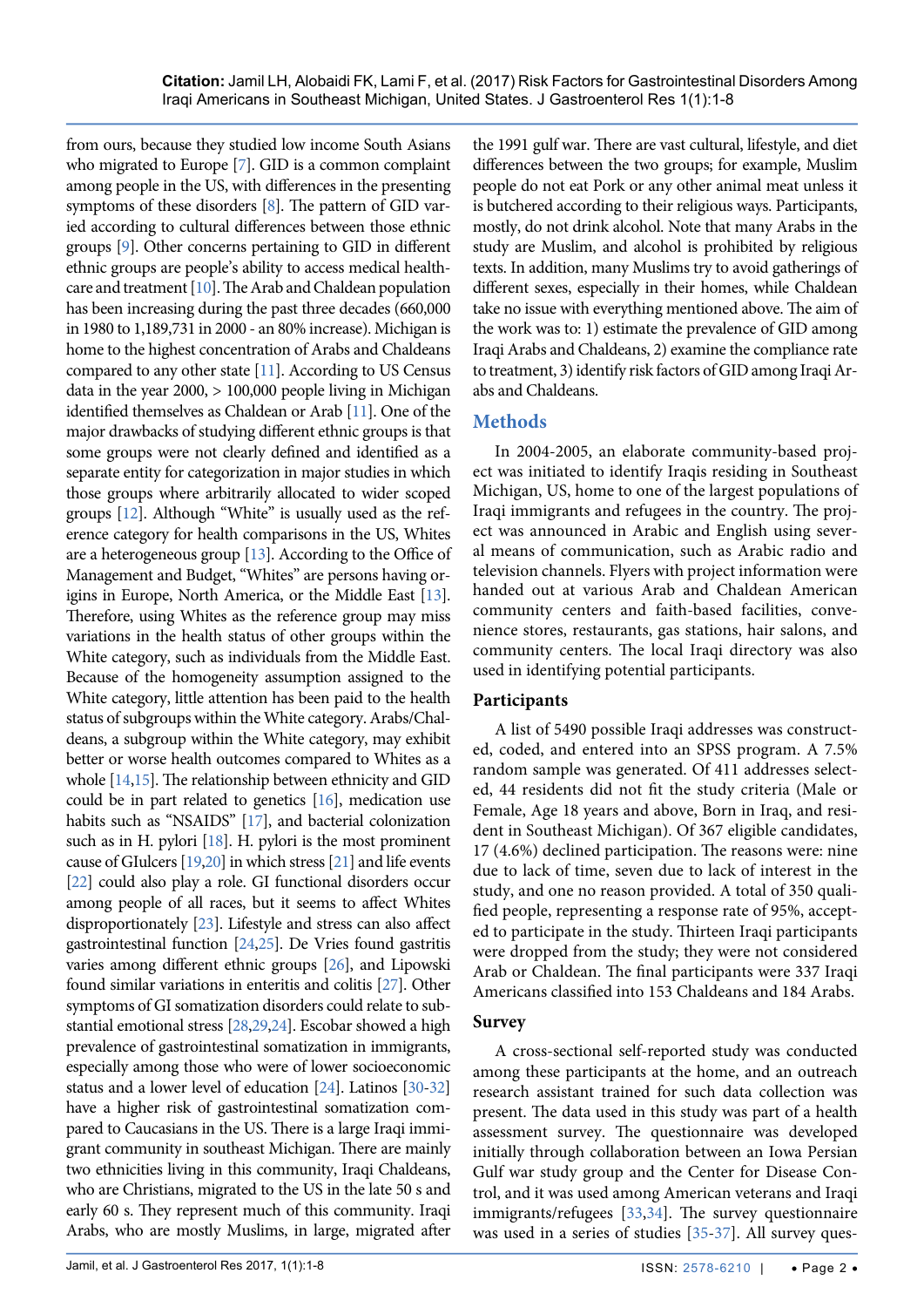from ours, because they studied low income South Asians who migrated to Europe [7]. GID is a common complaint among people in the US, with differences in the presenting symptoms of these disorders [8]. The pattern of GID varied according to cultural differences between those ethnic groups [9]. Other concerns pertaining to GID in different ethnic groups are people's ability to access medical healthcare and treatment [10]. The Arab and Chaldean population has been increasing during the past three decades (660,000 in 1980 to 1,189,731 in 2000 - an 80% increase). Michigan is home to the highest concentration of Arabs and Chaldeans compared to any other state [11]. According to US Census data in the year 2000, > 100,000 people living in Michigan identified themselves as Chaldean or Arab [11]. One of the major drawbacks of studying different ethnic groups is that some groups were not clearly defined and identified as a separate entity for categorization in major studies in which those groups where arbitrarily allocated to wider scoped groups [12]. Although "White" is usually used as the reference category for health comparisons in the US, Whites are a heterogeneous group [13]. According to the Office of Management and Budget, "Whites" are persons having origins in Europe, North America, or the Middle East [13]. Therefore, using Whites as the reference group may miss variations in the health status of other groups within the White category, such as individuals from the Middle East. Because of the homogeneity assumption assigned to the White category, little attention has been paid to the health status of subgroups within the White category. Arabs/Chaldeans, a subgroup within the White category, may exhibit better or worse health outcomes compared to Whites as a whole [14,15]. The relationship between ethnicity and GID could be in part related to genetics [16], medication use habits such as "NSAIDS" [17], and bacterial colonization such as in H. pylori [18]. H. pylori is the most prominent cause of GIulcers [19,20] in which stress [21] and life events [22] could also play a role. GI functional disorders occur among people of all races, but it seems to affect Whites disproportionately [23]. Lifestyle and stress can also affect gastrointestinal function [24,25]. De Vries found gastritis varies among different ethnic groups [26], and Lipowski found similar variations in enteritis and colitis [27]. Other symptoms of GI somatization disorders could relate to substantial emotional stress [28,29,24]. Escobar showed a high prevalence of gastrointestinal somatization in immigrants, especially among those who were of lower socioeconomic status and a lower level of education [24]. Latinos [30-32] have a higher risk of gastrointestinal somatization compared to Caucasians in the US. There is a large Iraqi immigrant community in southeast Michigan. There are mainly two ethnicities living in this community, Iraqi Chaldeans, who are Christians, migrated to the US in the late 50 s and early 60 s. They represent much of this community. Iraqi Arabs, who are mostly Muslims, in large, migrated after the 1991 gulf war. There are vast cultural, lifestyle, and diet differences between the two groups; for example, Muslim people do not eat Pork or any other animal meat unless it is butchered according to their religious ways. Participants, mostly, do not drink alcohol. Note that many Arabs in the study are Muslim, and alcohol is prohibited by religious texts. In addition, many Muslims try to avoid gatherings of different sexes, especially in their homes, while Chaldean take no issue with everything mentioned above. The aim of the work was to: 1) estimate the prevalence of GID among Iraqi Arabs and Chaldeans, 2) examine the compliance rate to treatment, 3) identify risk factors of GID among Iraqi Arabs and Chaldeans.

## Methods

In 2004-2005, an elaborate community-based project was initiated to identify Iraqis residing in Southeast Michigan, US, home to one of the largest populations of Iraqi immigrants and refugees in the country. The project was announced in Arabic and English using several means of communication, such as Arabic radio and television channels. Flyers with project information were handed out at various Arab and Chaldean American community centers and faith-based facilities, convenience stores, restaurants, gas stations, hair salons, and community centers. The local Iraqi directory was also used in identifying potential participants.

### Participants

A list of 5490 possible Iraqi addresses was constructed, coded, and entered into an SPSS program. A 7.5% random sample was generated. Of 411 addresses selected, 44 residents did not fit the study criteria (Male or Female, Age 18 years and above, Born in Iraq, and resident in Southeast Michigan). Of 367 eligible candidates, 17 (4.6%) declined participation. The reasons were: nine due to lack of time, seven due to lack of interest in the study, and one no reason provided. A total of 350 qualified people, representing a response rate of 95%, accepted to participate in the study. Thirteen Iraqi participants were dropped from the study; they were not considered Arab or Chaldean. The final participants were 337 Iraqi Americans classified into 153 Chaldeans and 184 Arabs.

### Survey

A cross-sectional self-reported study was conducted among these participants at the home, and an outreach research assistant trained for such data collection was present. The data used in this study was part of a health assessment survey. The questionnaire was developed initially through collaboration between an Iowa Persian Gulf war study group and the Center for Disease Control, and it was used among American veterans and Iraqi immigrants/refugees [33,34]. The survey questionnaire was used in a series of studies [35-37]. All survey ques-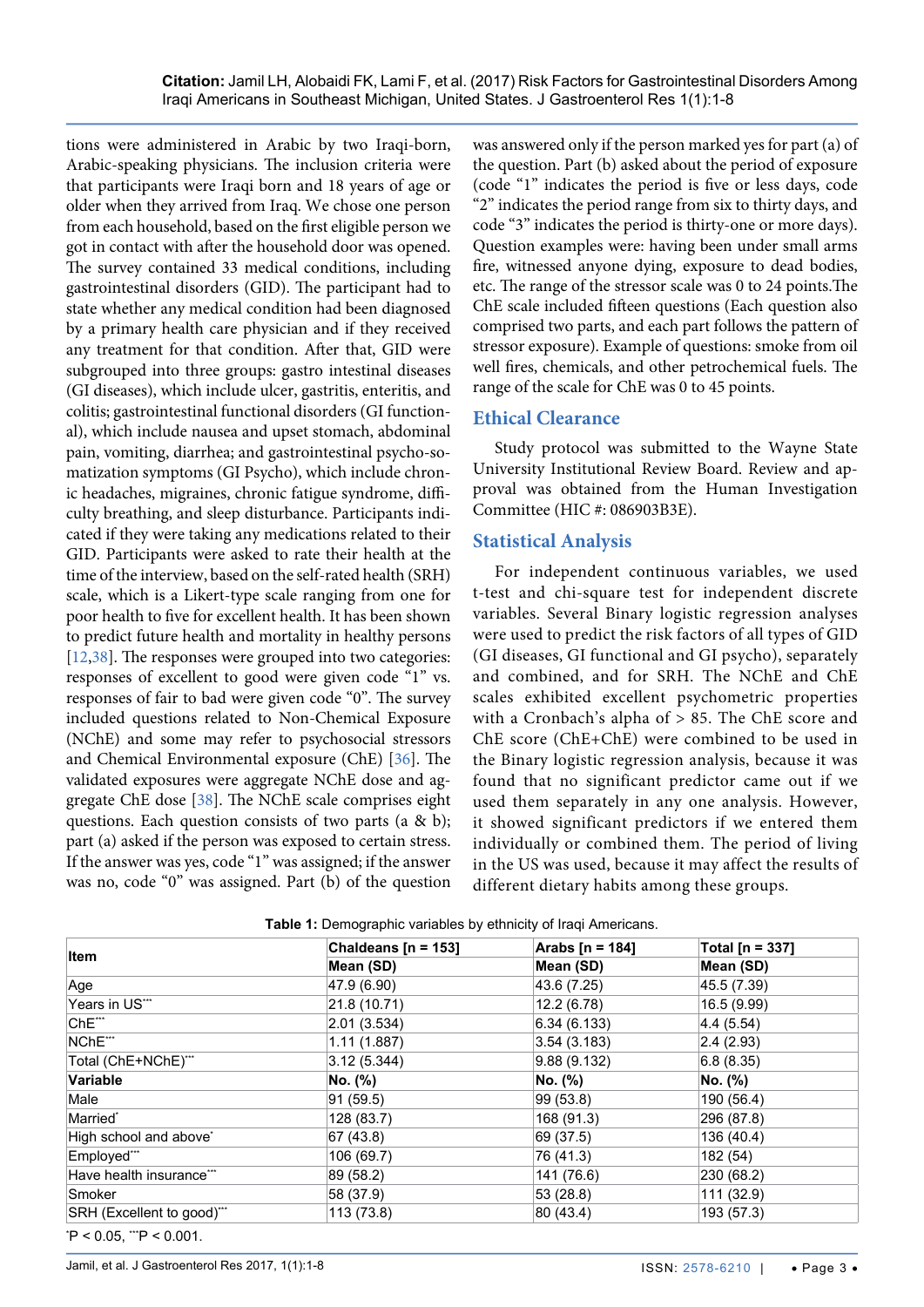tions were administered in Arabic by two Iraqi-born, Arabic-speaking physicians. The inclusion criteria were that participants were Iraqi born and 18 years of age or older when they arrived from Iraq. We chose one person from each household, based on the first eligible person we got in contact with after the household door was opened. The survey contained 33 medical conditions, including gastrointestinal disorders (GID). The participant had to state whether any medical condition had been diagnosed by a primary health care physician and if they received any treatment for that condition. After that, GID were subgrouped into three groups: gastro intestinal diseases (GI diseases), which include ulcer, gastritis, enteritis, and colitis; gastrointestinal functional disorders (GI functional), which include nausea and upset stomach, abdominal pain, vomiting, diarrhea; and gastrointestinal psycho-somatization symptoms (GI Psycho), which include chronic headaches, migraines, chronic fatigue syndrome, difficulty breathing, and sleep disturbance. Participants indicated if they were taking any medications related to their GID. Participants were asked to rate their health at the time of the interview, based on the self-rated health (SRH) scale, which is a Likert-type scale ranging from one for poor health to five for excellent health. It has been shown to predict future health and mortality in healthy persons [12,38]. The responses were grouped into two categories: responses of excellent to good were given code "1" vs. responses of fair to bad were given code "0". The survey included questions related to Non-Chemical Exposure (NChE) and some may refer to psychosocial stressors and Chemical Environmental exposure (ChE) [36]. The validated exposures were aggregate NChE dose and aggregate ChE dose [38]. The NChE scale comprises eight questions. Each question consists of two parts (a & b); part (a) asked if the person was exposed to certain stress. If the answer was yes, code "1" was assigned; if the answer was no, code "0" was assigned. Part (b) of the question was answered only if the person marked yes for part (a) of the question. Part (b) asked about the period of exposure (code "1" indicates the period is five or less days, code "2" indicates the period range from six to thirty days, and code "3" indicates the period is thirty-one or more days). Question examples were: having been under small arms fire, witnessed anyone dying, exposure to dead bodies, etc. The range of the stressor scale was 0 to 24 points.The ChE scale included fifteen questions (Each question also comprised two parts, and each part follows the pattern of stressor exposure). Example of questions: smoke from oil well fires, chemicals, and other petrochemical fuels. The range of the scale for ChE was 0 to 45 points.

## Ethical Clearance

Study protocol was submitted to the Wayne State University Institutional Review Board. Review and approval was obtained from the Human Investigation Committee (HIC #: 086903B3E).

## Statistical Analysis

For independent continuous variables, we used t-test and chi-square test for independent discrete variables. Several Binary logistic regression analyses were used to predict the risk factors of all types of GID (GI diseases, GI functional and GI psycho), separately and combined, and for SRH. The NChE and ChE scales exhibited excellent psychometric properties with a Cronbach's alpha of > 85. The ChE score and ChE score (ChE+ChE) were combined to be used in the Binary logistic regression analysis, because it was found that no significant predictor came out if we used them separately in any one analysis. However, it showed significant predictors if we entered them individually or combined them. The period of living in the US was used, because it may affect the results of different dietary habits among these groups.

**Table 1:** Demographic variables by ethnicity of Iraqi Americans.

| Item | Chaldeans [n = 153] | Arabs [n = 184] | Total [n = 337] |
|---|---|---|---|
| | Mean (SD) | Mean (SD) | Mean (SD) |
| Age | 47.9 (6.90) | 43.6 (7.25) | 45.5 (7.39) |
| Years in US*** | 21.8 (10.71) | 12.2 (6.78) | 16.5 (9.99) |
| ChE*** | 2.01 (3.534) | 6.34 (6.133) | 4.4 (5.54) |
| NChE*** | 1.11 (1.887) | 3.54 (3.183) | 2.4 (2.93) |
| Total (ChE+NChE)*** | 3.12 (5.344) | 9.88 (9.132) | 6.8 (8.35) |
| **Variable** | **No. (%)** | **No. (%)** | **No. (%)** |
| Male | 91 (59.5) | 99 (53.8) | 190 (56.4) |
| Married* | 128 (83.7) | 168 (91.3) | 296 (87.8) |
| High school and above* | 67 (43.8) | 69 (37.5) | 136 (40.4) |
| Employed*** | 106 (69.7) | 76 (41.3) | 182 (54) |
| Have health insurance*** | 89 (58.2) | 141 (76.6) | 230 (68.2) |
| Smoker | 58 (37.9) | 53 (28.8) | 111 (32.9) |
| SRH (Excellent to good)*** | 113 (73.8) | 80 (43.4) | 193 (57.3) |

*P < 0.05, ***P < 0.001.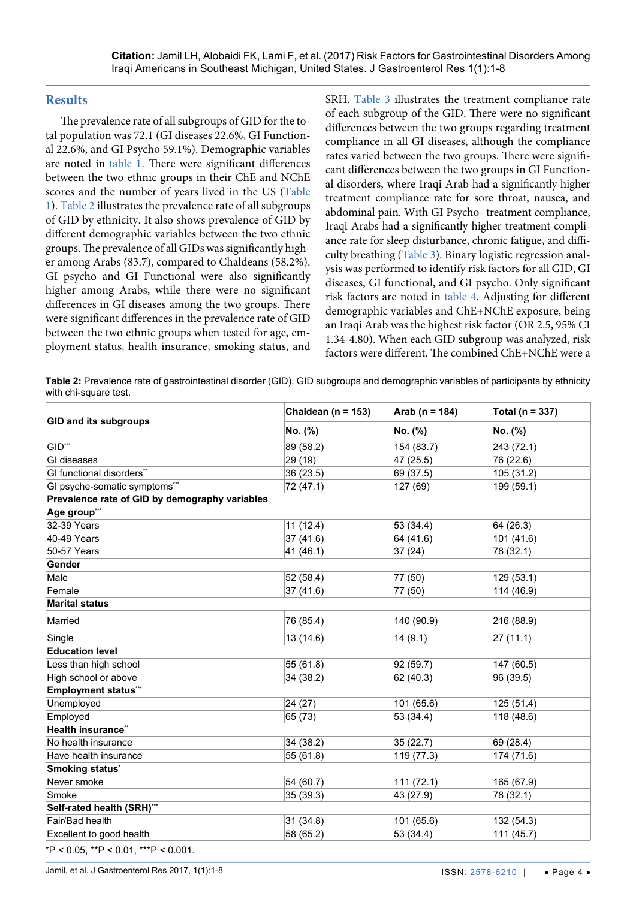## Results

The prevalence rate of all subgroups of GID for the total population was 72.1 (GI diseases 22.6%, GI Functional 22.6%, and GI Psycho 59.1%). Demographic variables are noted in table 1. There were significant differences between the two ethnic groups in their ChE and NChE scores and the number of years lived in the US (Table 1). Table 2 illustrates the prevalence rate of all subgroups of GID by ethnicity. It also shows prevalence of GID by different demographic variables between the two ethnic groups. The prevalence of all GIDs was significantly higher among Arabs (83.7), compared to Chaldeans (58.2%). GI psycho and GI Functional were also significantly higher among Arabs, while there were no significant differences in GI diseases among the two groups. There were significant differences in the prevalence rate of GID between the two ethnic groups when tested for age, employment status, health insurance, smoking status, and SRH. Table 3 illustrates the treatment compliance rate of each subgroup of the GID. There were no significant differences between the two groups regarding treatment compliance in all GI diseases, although the compliance rates varied between the two groups. There were significant differences between the two groups in GI Functional disorders, where Iraqi Arab had a significantly higher treatment compliance rate for sore throat, nausea, and abdominal pain. With GI Psycho- treatment compliance, Iraqi Arabs had a significantly higher treatment compliance rate for sleep disturbance, chronic fatigue, and difficulty breathing (Table 3). Binary logistic regression analysis was performed to identify risk factors for all GID, GI diseases, GI functional, and GI psycho. Only significant risk factors are noted in table 4. Adjusting for different demographic variables and ChE+NChE exposure, being an Iraqi Arab was the highest risk factor (OR 2.5, 95% CI 1.34-4.80). When each GID subgroup was analyzed, risk factors were different. The combined ChE+NChE were a

**Table 2:** Prevalence rate of gastrointestinal disorder (GID), GID subgroups and demographic variables of participants by ethnicity with chi-square test.

| GID and its subgroups | Chaldean (n = 153) | Arab (n = 184) | Total (n = 337) |
|---|---|---|---|
| | No. (%) | No. (%) | No. (%) |
| GID*** | 89 (58.2) | 154 (83.7) | 243 (72.1) |
| GI diseases | 29 (19) | 47 (25.5) | 76 (22.6) |
| GI functional disorders** | 36 (23.5) | 69 (37.5) | 105 (31.2) |
| GI psyche-somatic symptoms*** | 72 (47.1) | 127 (69) | 199 (59.1) |
| **Prevalence rate of GID by demography variables** | | | |
| **Age group*** ** | | | |
| 32-39 Years | 11 (12.4) | 53 (34.4) | 64 (26.3) |
| 40-49 Years | 37 (41.6) | 64 (41.6) | 101 (41.6) |
| 50-57 Years | 41 (46.1) | 37 (24) | 78 (32.1) |
| **Gender** | | | |
| Male | 52 (58.4) | 77 (50) | 129 (53.1) |
| Female | 37 (41.6) | 77 (50) | 114 (46.9) |
| **Marital status** | | | |
| Married | 76 (85.4) | 140 (90.9) | 216 (88.9) |
| Single | 13 (14.6) | 14 (9.1) | 27 (11.1) |
| **Education level** | | | |
| Less than high school | 55 (61.8) | 92 (59.7) | 147 (60.5) |
| High school or above | 34 (38.2) | 62 (40.3) | 96 (39.5) |
| **Employment status*** ** | | | |
| Unemployed | 24 (27) | 101 (65.6) | 125 (51.4) |
| Employed | 65 (73) | 53 (34.4) | 118 (48.6) |
| **Health insurance** ** | | | |
| No health insurance | 34 (38.2) | 35 (22.7) | 69 (28.4) |
| Have health insurance | 55 (61.8) | 119 (77.3) | 174 (71.6) |
| **Smoking status*** | | | |
| Never smoke | 54 (60.7) | 111 (72.1) | 165 (67.9) |
| Smoke | 35 (39.3) | 43 (27.9) | 78 (32.1) |
| **Self-rated health (SRH)*** ** | | | |
| Fair/Bad health | 31 (34.8) | 101 (65.6) | 132 (54.3) |
| Excellent to good health | 58 (65.2) | 53 (34.4) | 111 (45.7) |

*P < 0.05, **P < 0.01, ***P < 0.001.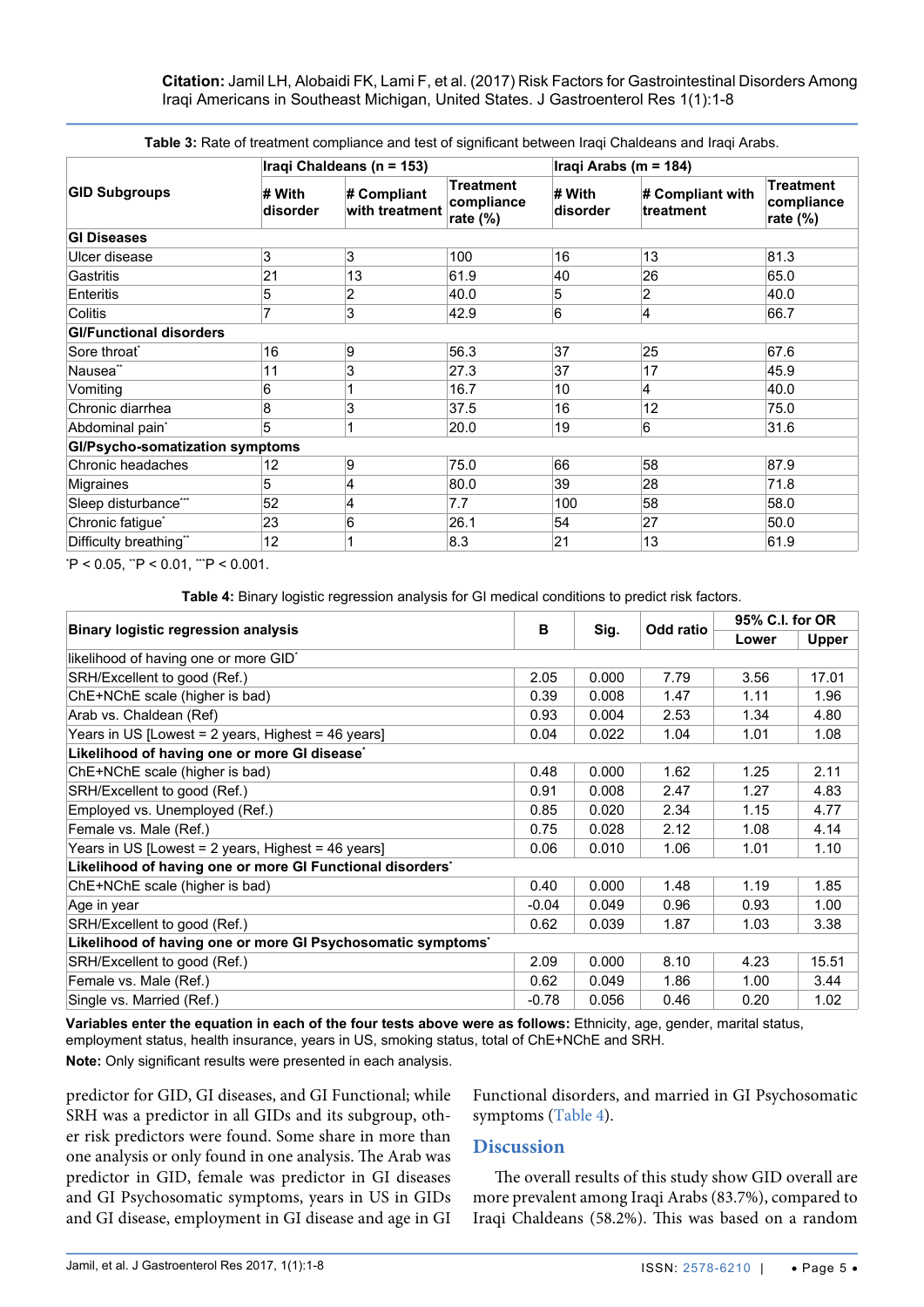Table 3: Rate of treatment compliance and test of significant between Iraqi Chaldeans and Iraqi Arabs.

| GID Subgroups | Iraqi Chaldeans (n = 153) | | | Iraqi Arabs (m = 184) | | |
|---|---|---|---|---|---|---|
| | # With disorder | # Compliant with treatment | Treatment compliance rate (%) | # With disorder | # Compliant with treatment | Treatment compliance rate (%) |
| **GI Diseases** | | | | | | |
| Ulcer disease | 3 | 3 | 100 | 16 | 13 | 81.3 |
| Gastritis | 21 | 13 | 61.9 | 40 | 26 | 65.0 |
| Enteritis | 5 | 2 | 40.0 | 5 | 2 | 40.0 |
| Colitis | 7 | 3 | 42.9 | 6 | 4 | 66.7 |
| **GI/Functional disorders** | | | | | | |
| Sore throat* | 16 | 9 | 56.3 | 37 | 25 | 67.6 |
| Nausea** | 11 | 3 | 27.3 | 37 | 17 | 45.9 |
| Vomiting | 6 | 1 | 16.7 | 10 | 4 | 40.0 |
| Chronic diarrhea | 8 | 3 | 37.5 | 16 | 12 | 75.0 |
| Abdominal pain* | 5 | 1 | 20.0 | 19 | 6 | 31.6 |
| **GI/Psycho-somatization symptoms** | | | | | | |
| Chronic headaches | 12 | 9 | 75.0 | 66 | 58 | 87.9 |
| Migraines | 5 | 4 | 80.0 | 39 | 28 | 71.8 |
| Sleep disturbance*** | 52 | 4 | 7.7 | 100 | 58 | 58.0 |
| Chronic fatigue* | 23 | 6 | 26.1 | 54 | 27 | 50.0 |
| Difficulty breathing** | 12 | 1 | 8.3 | 21 | 13 | 61.9 |

*P < 0.05, **P < 0.01, ***P < 0.001.

Table 4: Binary logistic regression analysis for GI medical conditions to predict risk factors.

| Binary logistic regression analysis | B | Sig. | Odd ratio | 95% C.I. for OR | |
|---|---|---|---|---|---|
| | | | | Lower | Upper |
| likelihood of having one or more GID* | | | | | |
| SRH/Excellent to good (Ref.) | 2.05 | 0.000 | 7.79 | 3.56 | 17.01 |
| ChE+NChE scale (higher is bad) | 0.39 | 0.008 | 1.47 | 1.11 | 1.96 |
| Arab vs. Chaldean (Ref) | 0.93 | 0.004 | 2.53 | 1.34 | 4.80 |
| Years in US [Lowest = 2 years, Highest = 46 years] | 0.04 | 0.022 | 1.04 | 1.01 | 1.08 |
| **Likelihood of having one or more GI disease*** | | | | | |
| ChE+NChE scale (higher is bad) | 0.48 | 0.000 | 1.62 | 1.25 | 2.11 |
| SRH/Excellent to good (Ref.) | 0.91 | 0.008 | 2.47 | 1.27 | 4.83 |
| Employed vs. Unemployed (Ref.) | 0.85 | 0.020 | 2.34 | 1.15 | 4.77 |
| Female vs. Male (Ref.) | 0.75 | 0.028 | 2.12 | 1.08 | 4.14 |
| Years in US [Lowest = 2 years, Highest = 46 years] | 0.06 | 0.010 | 1.06 | 1.01 | 1.10 |
| **Likelihood of having one or more GI Functional disorders*** | | | | | |
| ChE+NChE scale (higher is bad) | 0.40 | 0.000 | 1.48 | 1.19 | 1.85 |
| Age in year | -0.04 | 0.049 | 0.96 | 0.93 | 1.00 |
| SRH/Excellent to good (Ref.) | 0.62 | 0.039 | 1.87 | 1.03 | 3.38 |
| **Likelihood of having one or more GI Psychosomatic symptoms*** | | | | | |
| SRH/Excellent to good (Ref.) | 2.09 | 0.000 | 8.10 | 4.23 | 15.51 |
| Female vs. Male (Ref.) | 0.62 | 0.049 | 1.86 | 1.00 | 3.44 |
| Single vs. Married (Ref.) | -0.78 | 0.056 | 0.46 | 0.20 | 1.02 |

**Variables enter the equation in each of the four tests above were as follows:** Ethnicity, age, gender, marital status, employment status, health insurance, years in US, smoking status, total of ChE+NChE and SRH.

**Note:** Only significant results were presented in each analysis.

predictor for GID, GI diseases, and GI Functional; while SRH was a predictor in all GIDs and its subgroup, other risk predictors were found. Some share in more than one analysis or only found in one analysis. The Arab was predictor in GID, female was predictor in GI diseases and GI Psychosomatic symptoms, years in US in GIDs and GI disease, employment in GI disease and age in GI Functional disorders, and married in GI Psychosomatic symptoms (Table 4).

## Discussion

The overall results of this study show GID overall are more prevalent among Iraqi Arabs (83.7%), compared to Iraqi Chaldeans (58.2%). This was based on a random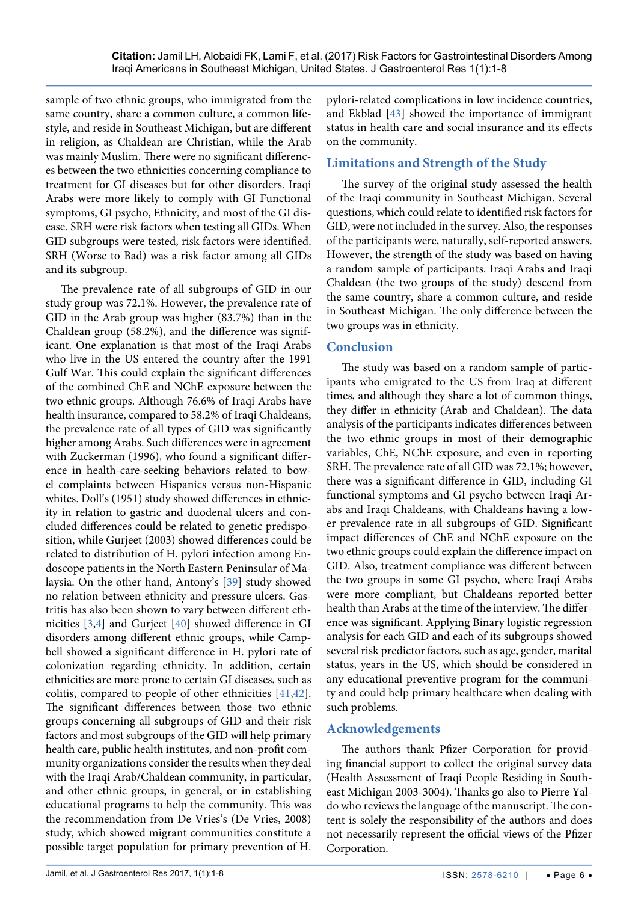sample of two ethnic groups, who immigrated from the same country, share a common culture, a common lifestyle, and reside in Southeast Michigan, but are different in religion, as Chaldean are Christian, while the Arab was mainly Muslim. There were no significant differences between the two ethnicities concerning compliance to treatment for GI diseases but for other disorders. Iraqi Arabs were more likely to comply with GI Functional symptoms, GI psycho, Ethnicity, and most of the GI disease. SRH were risk factors when testing all GIDs. When GID subgroups were tested, risk factors were identified. SRH (Worse to Bad) was a risk factor among all GIDs and its subgroup.

The prevalence rate of all subgroups of GID in our study group was 72.1%. However, the prevalence rate of GID in the Arab group was higher (83.7%) than in the Chaldean group (58.2%), and the difference was significant. One explanation is that most of the Iraqi Arabs who live in the US entered the country after the 1991 Gulf War. This could explain the significant differences of the combined ChE and NChE exposure between the two ethnic groups. Although 76.6% of Iraqi Arabs have health insurance, compared to 58.2% of Iraqi Chaldeans, the prevalence rate of all types of GID was significantly higher among Arabs. Such differences were in agreement with Zuckerman (1996), who found a significant difference in health-care-seeking behaviors related to bowel complaints between Hispanics versus non-Hispanic whites. Doll's (1951) study showed differences in ethnicity in relation to gastric and duodenal ulcers and concluded differences could be related to genetic predisposition, while Gurjeet (2003) showed differences could be related to distribution of H. pylori infection among Endoscope patients in the North Eastern Peninsular of Malaysia. On the other hand, Antony's [39] study showed no relation between ethnicity and pressure ulcers. Gastritis has also been shown to vary between different ethnicities [3,4] and Gurjeet [40] showed difference in GI disorders among different ethnic groups, while Campbell showed a significant difference in H. pylori rate of colonization regarding ethnicity. In addition, certain ethnicities are more prone to certain GI diseases, such as colitis, compared to people of other ethnicities [41,42]. The significant differences between those two ethnic groups concerning all subgroups of GID and their risk factors and most subgroups of the GID will help primary health care, public health institutes, and non-profit community organizations consider the results when they deal with the Iraqi Arab/Chaldean community, in particular, and other ethnic groups, in general, or in establishing educational programs to help the community. This was the recommendation from De Vries's (De Vries, 2008) study, which showed migrant communities constitute a possible target population for primary prevention of H. pylori-related complications in low incidence countries, and Ekblad [43] showed the importance of immigrant status in health care and social insurance and its effects on the community.

## Limitations and Strength of the Study

The survey of the original study assessed the health of the Iraqi community in Southeast Michigan. Several questions, which could relate to identified risk factors for GID, were not included in the survey. Also, the responses of the participants were, naturally, self-reported answers. However, the strength of the study was based on having a random sample of participants. Iraqi Arabs and Iraqi Chaldean (the two groups of the study) descend from the same country, share a common culture, and reside in Southeast Michigan. The only difference between the two groups was in ethnicity.

## Conclusion

The study was based on a random sample of participants who emigrated to the US from Iraq at different times, and although they share a lot of common things, they differ in ethnicity (Arab and Chaldean). The data analysis of the participants indicates differences between the two ethnic groups in most of their demographic variables, ChE, NChE exposure, and even in reporting SRH. The prevalence rate of all GID was 72.1%; however, there was a significant difference in GID, including GI functional symptoms and GI psycho between Iraqi Arabs and Iraqi Chaldeans, with Chaldeans having a lower prevalence rate in all subgroups of GID. Significant impact differences of ChE and NChE exposure on the two ethnic groups could explain the difference impact on GID. Also, treatment compliance was different between the two groups in some GI psycho, where Iraqi Arabs were more compliant, but Chaldeans reported better health than Arabs at the time of the interview. The difference was significant. Applying Binary logistic regression analysis for each GID and each of its subgroups showed several risk predictor factors, such as age, gender, marital status, years in the US, which should be considered in any educational preventive program for the community and could help primary healthcare when dealing with such problems.

## Acknowledgements

The authors thank Pfizer Corporation for providing financial support to collect the original survey data (Health Assessment of Iraqi People Residing in Southeast Michigan 2003-3004). Thanks go also to Pierre Yaldo who reviews the language of the manuscript. The content is solely the responsibility of the authors and does not necessarily represent the official views of the Pfizer Corporation.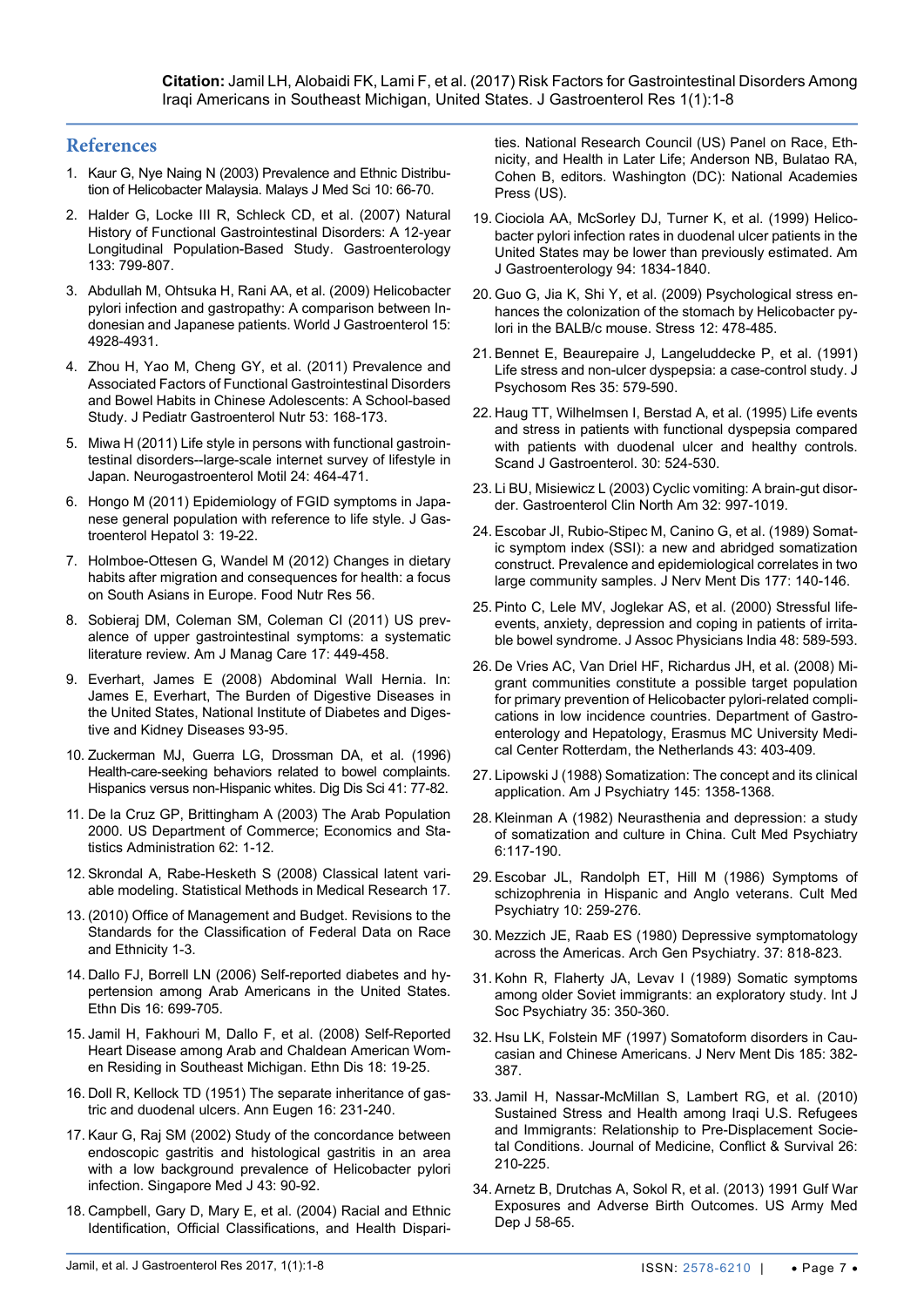## References

1. Kaur G, Nye Naing N (2003) Prevalence and Ethnic Distribution of Helicobacter Malaysia. Malays J Med Sci 10: 66-70.
2. Halder G, Locke III R, Schleck CD, et al. (2007) Natural History of Functional Gastrointestinal Disorders: A 12-year Longitudinal Population-Based Study. Gastroenterology 133: 799-807.
3. Abdullah M, Ohtsuka H, Rani AA, et al. (2009) Helicobacter pylori infection and gastropathy: A comparison between Indonesian and Japanese patients. World J Gastroenterol 15: 4928-4931.
4. Zhou H, Yao M, Cheng GY, et al. (2011) Prevalence and Associated Factors of Functional Gastrointestinal Disorders and Bowel Habits in Chinese Adolescents: A School-based Study. J Pediatr Gastroenterol Nutr 53: 168-173.
5. Miwa H (2011) Life style in persons with functional gastrointestinal disorders--large-scale internet survey of lifestyle in Japan. Neurogastroenterol Motil 24: 464-471.
6. Hongo M (2011) Epidemiology of FGID symptoms in Japanese general population with reference to life style. J Gastroenterol Hepatol 3: 19-22.
7. Holmboe-Ottesen G, Wandel M (2012) Changes in dietary habits after migration and consequences for health: a focus on South Asians in Europe. Food Nutr Res 56.
8. Sobieraj DM, Coleman SM, Coleman CI (2011) US prevalence of upper gastrointestinal symptoms: a systematic literature review. Am J Manag Care 17: 449-458.
9. Everhart, James E (2008) Abdominal Wall Hernia. In: James E, Everhart, The Burden of Digestive Diseases in the United States, National Institute of Diabetes and Digestive and Kidney Diseases 93-95.
10. Zuckerman MJ, Guerra LG, Drossman DA, et al. (1996) Health-care-seeking behaviors related to bowel complaints. Hispanics versus non-Hispanic whites. Dig Dis Sci 41: 77-82.
11. De la Cruz GP, Brittingham A (2003) The Arab Population 2000. US Department of Commerce; Economics and Statistics Administration 62: 1-12.
12. Skrondal A, Rabe-Hesketh S (2008) Classical latent variable modeling. Statistical Methods in Medical Research 17.
13. (2010) Office of Management and Budget. Revisions to the Standards for the Classification of Federal Data on Race and Ethnicity 1-3.
14. Dallo FJ, Borrell LN (2006) Self-reported diabetes and hypertension among Arab Americans in the United States. Ethn Dis 16: 699-705.
15. Jamil H, Fakhouri M, Dallo F, et al. (2008) Self-Reported Heart Disease among Arab and Chaldean American Women Residing in Southeast Michigan. Ethn Dis 18: 19-25.
16. Doll R, Kellock TD (1951) The separate inheritance of gastric and duodenal ulcers. Ann Eugen 16: 231-240.
17. Kaur G, Raj SM (2002) Study of the concordance between endoscopic gastritis and histological gastritis in an area with a low background prevalence of Helicobacter pylori infection. Singapore Med J 43: 90-92.
18. Campbell, Gary D, Mary E, et al. (2004) Racial and Ethnic Identification, Official Classifications, and Health Disparities. National Research Council (US) Panel on Race, Ethnicity, and Health in Later Life; Anderson NB, Bulatao RA, Cohen B, editors. Washington (DC): National Academies Press (US).
19. Ciociola AA, McSorley DJ, Turner K, et al. (1999) Helicobacter pylori infection rates in duodenal ulcer patients in the United States may be lower than previously estimated. Am J Gastroenterology 94: 1834-1840.
20. Guo G, Jia K, Shi Y, et al. (2009) Psychological stress enhances the colonization of the stomach by Helicobacter pylori in the BALB/c mouse. Stress 12: 478-485.
21. Bennet E, Beaurepaire J, Langeluddecke P, et al. (1991) Life stress and non-ulcer dyspepsia: a case-control study. J Psychosom Res 35: 579-590.
22. Haug TT, Wilhelmsen I, Berstad A, et al. (1995) Life events and stress in patients with functional dyspepsia compared with patients with duodenal ulcer and healthy controls. Scand J Gastroenterol. 30: 524-530.
23. Li BU, Misiewicz L (2003) Cyclic vomiting: A brain-gut disorder. Gastroenterol Clin North Am 32: 997-1019.
24. Escobar JI, Rubio-Stipec M, Canino G, et al. (1989) Somatic symptom index (SSI): a new and abridged somatization construct. Prevalence and epidemiological correlates in two large community samples. J Nerv Ment Dis 177: 140-146.
25. Pinto C, Lele MV, Joglekar AS, et al. (2000) Stressful life-events, anxiety, depression and coping in patients of irritable bowel syndrome. J Assoc Physicians India 48: 589-593.
26. De Vries AC, Van Driel HF, Richardus JH, et al. (2008) Migrant communities constitute a possible target population for primary prevention of Helicobacter pylori-related complications in low incidence countries. Department of Gastroenterology and Hepatology, Erasmus MC University Medical Center Rotterdam, the Netherlands 43: 403-409.
27. Lipowski J (1988) Somatization: The concept and its clinical application. Am J Psychiatry 145: 1358-1368.
28. Kleinman A (1982) Neurasthenia and depression: a study of somatization and culture in China. Cult Med Psychiatry 6:117-190.
29. Escobar JL, Randolph ET, Hill M (1986) Symptoms of schizophrenia in Hispanic and Anglo veterans. Cult Med Psychiatry 10: 259-276.
30. Mezzich JE, Raab ES (1980) Depressive symptomatology across the Americas. Arch Gen Psychiatry. 37: 818-823.
31. Kohn R, Flaherty JA, Levav I (1989) Somatic symptoms among older Soviet immigrants: an exploratory study. Int J Soc Psychiatry 35: 350-360.
32. Hsu LK, Folstein MF (1997) Somatoform disorders in Caucasian and Chinese Americans. J Nerv Ment Dis 185: 382-387.
33. Jamil H, Nassar-McMillan S, Lambert RG, et al. (2010) Sustained Stress and Health among Iraqi U.S. Refugees and Immigrants: Relationship to Pre-Displacement Societal Conditions. Journal of Medicine, Conflict & Survival 26: 210-225.
34. Arnetz B, Drutchas A, Sokol R, et al. (2013) 1991 Gulf War Exposures and Adverse Birth Outcomes. US Army Med Dep J 58-65.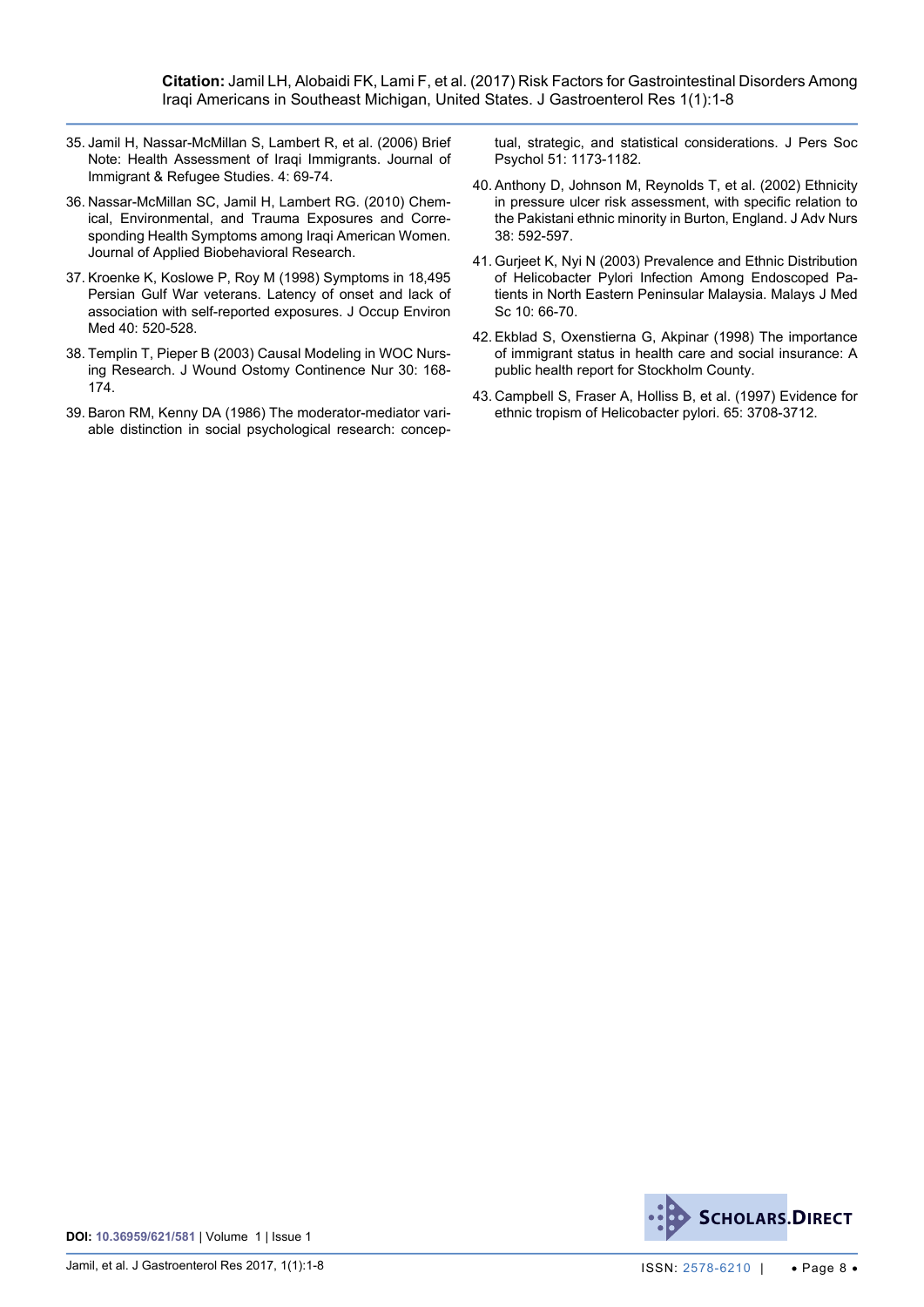35. Jamil H, Nassar-McMillan S, Lambert R, et al. (2006) Brief Note: Health Assessment of Iraqi Immigrants. Journal of Immigrant & Refugee Studies. 4: 69-74.
36. Nassar-McMillan SC, Jamil H, Lambert RG. (2010) Chemical, Environmental, and Trauma Exposures and Corresponding Health Symptoms among Iraqi American Women. Journal of Applied Biobehavioral Research.
37. Kroenke K, Koslowe P, Roy M (1998) Symptoms in 18,495 Persian Gulf War veterans. Latency of onset and lack of association with self-reported exposures. J Occup Environ Med 40: 520-528.
38. Templin T, Pieper B (2003) Causal Modeling in WOC Nursing Research. J Wound Ostomy Continence Nur 30: 168-174.
39. Baron RM, Kenny DA (1986) The moderator-mediator variable distinction in social psychological research: conceptual, strategic, and statistical considerations. J Pers Soc Psychol 51: 1173-1182.
40. Anthony D, Johnson M, Reynolds T, et al. (2002) Ethnicity in pressure ulcer risk assessment, with specific relation to the Pakistani ethnic minority in Burton, England. J Adv Nurs 38: 592-597.
41. Gurjeet K, Nyi N (2003) Prevalence and Ethnic Distribution of Helicobacter Pylori Infection Among Endoscoped Patients in North Eastern Peninsular Malaysia. Malays J Med Sc 10: 66-70.
42. Ekblad S, Oxenstierna G, Akpinar (1998) The importance of immigrant status in health care and social insurance: A public health report for Stockholm County.
43. Campbell S, Fraser A, Holliss B, et al. (1997) Evidence for ethnic tropism of Helicobacter pylori. 65: 3708-3712.